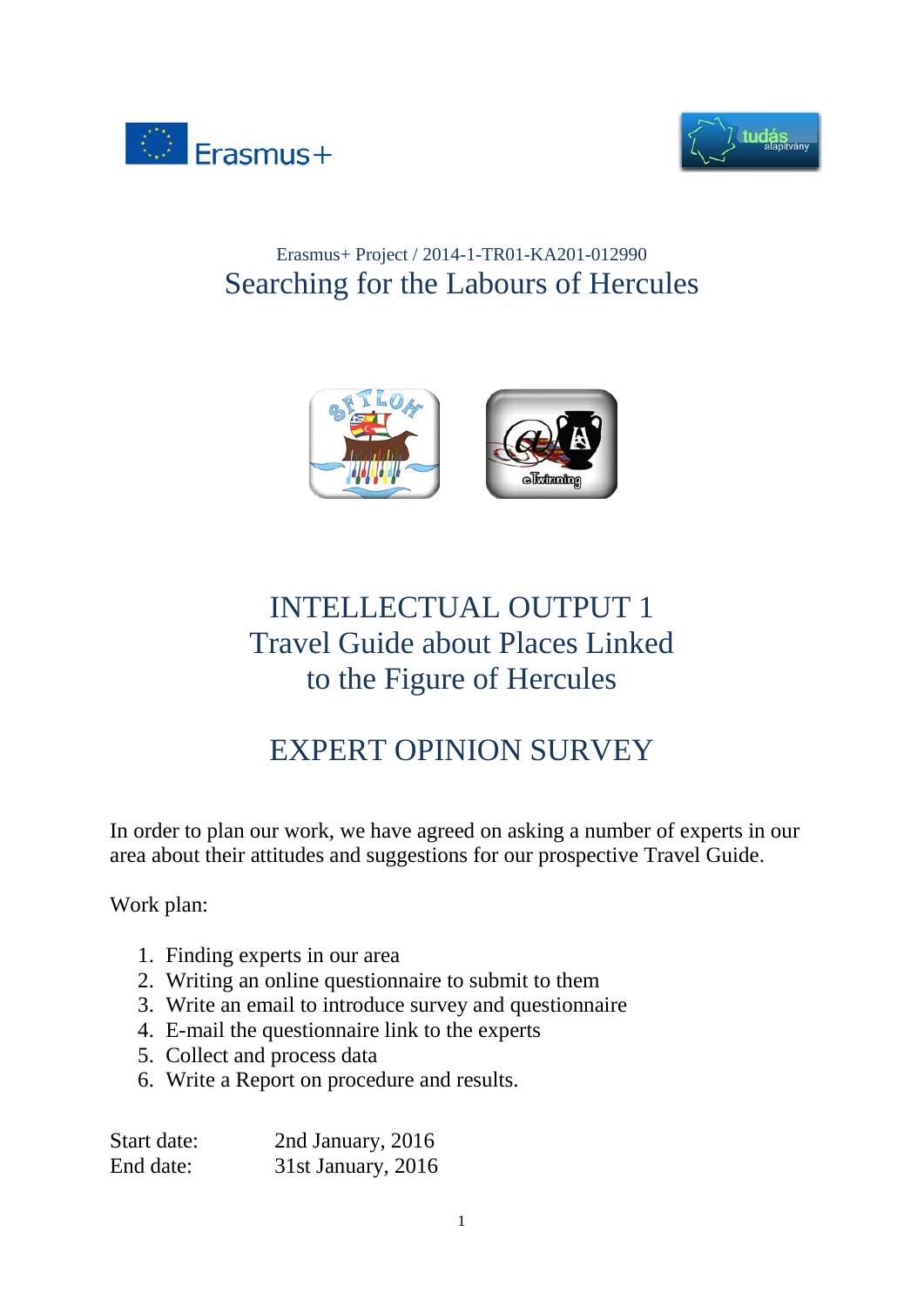Erasmus+ Project / 2014-1-TR01-KA201-012990

# Searching for the Labours of Hercules

# INTELLECTUAL OUTPUT 1
# Travel Guide about Places Linked to the Figure of Hercules

## EXPERT OPINION SURVEY

In order to plan our work, we have agreed on asking a number of experts in our area about their attitudes and suggestions for our prospective Travel Guide.

Work plan:

1. Finding experts in our area
2. Writing an online questionnaire to submit to them
3. Write an email to introduce survey and questionnaire
4. E-mail the questionnaire link to the experts
5. Collect and process data
6. Write a Report on procedure and results.

Start date: 2nd January, 2016
End date: 31st January, 2016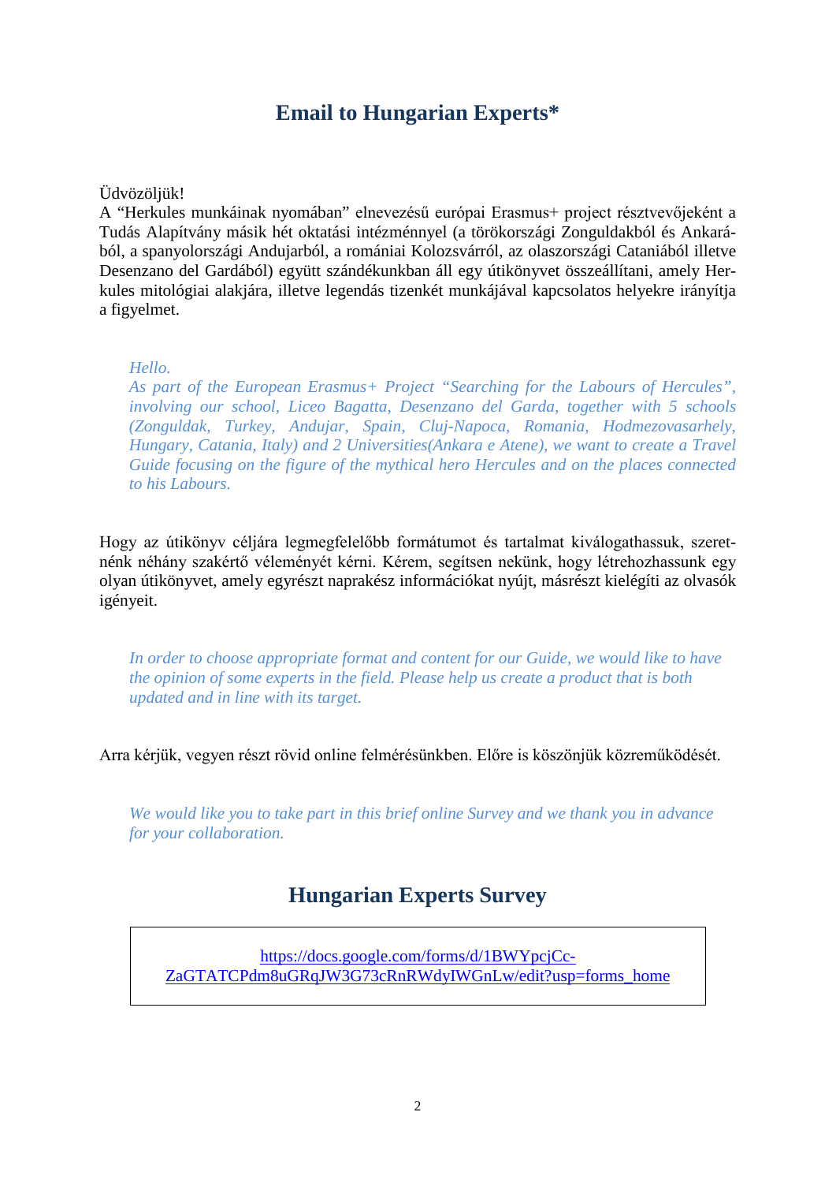# Email to Hungarian Experts*

Üdvözöljük!
A "Herkules munkáinak nyomában" elnevezésű európai Erasmus+ project résztvevőjeként a Tudás Alapítvány másik hét oktatási intézménnyel (a törökországi Zonguldakból és Ankarából, a spanyolországi Andujarból, a romániai Kolozsvárról, az olaszországi Cataniából illetve Desenzano del Gardából) együtt szándékunkban áll egy útikönyvet összeállítani, amely Herkules mitológiai alakjára, illetve legendás tizenkét munkájával kapcsolatos helyekre irányítja a figyelmet.

> *Hello.*
> *As part of the European Erasmus+ Project "Searching for the Labours of Hercules", involving our school, Liceo Bagatta, Desenzano del Garda, together with 5 schools (Zonguldak, Turkey, Andujar, Spain, Cluj-Napoca, Romania, Hodmezovasarhely, Hungary, Catania, Italy) and 2 Universities(Ankara e Atene), we want to create a Travel Guide focusing on the figure of the mythical hero Hercules and on the places connected to his Labours.*

Hogy az útikönyv céljára legmegfelelőbb formátumot és tartalmat kiválogathassuk, szeretnénk néhány szakértő véleményét kérni. Kérem, segítsen nekünk, hogy létrehozhassunk egy olyan útikönyvet, amely egyrészt naprakész információkat nyújt, másrészt kielégíti az olvasók igényeit.

> *In order to choose appropriate format and content for our Guide, we would like to have the opinion of some experts in the field. Please help us create a product that is both updated and in line with its target.*

Arra kérjük, vegyen részt rövid online felmérésünkben. Előre is köszönjük közreműködését.

> *We would like you to take part in this brief online Survey and we thank you in advance for your collaboration.*

## Hungarian Experts Survey

https://docs.google.com/forms/d/1BWYpcjCc-ZaGTATCPdm8uGRqJW3G73cRnRWdyIWGnLw/edit?usp=forms_home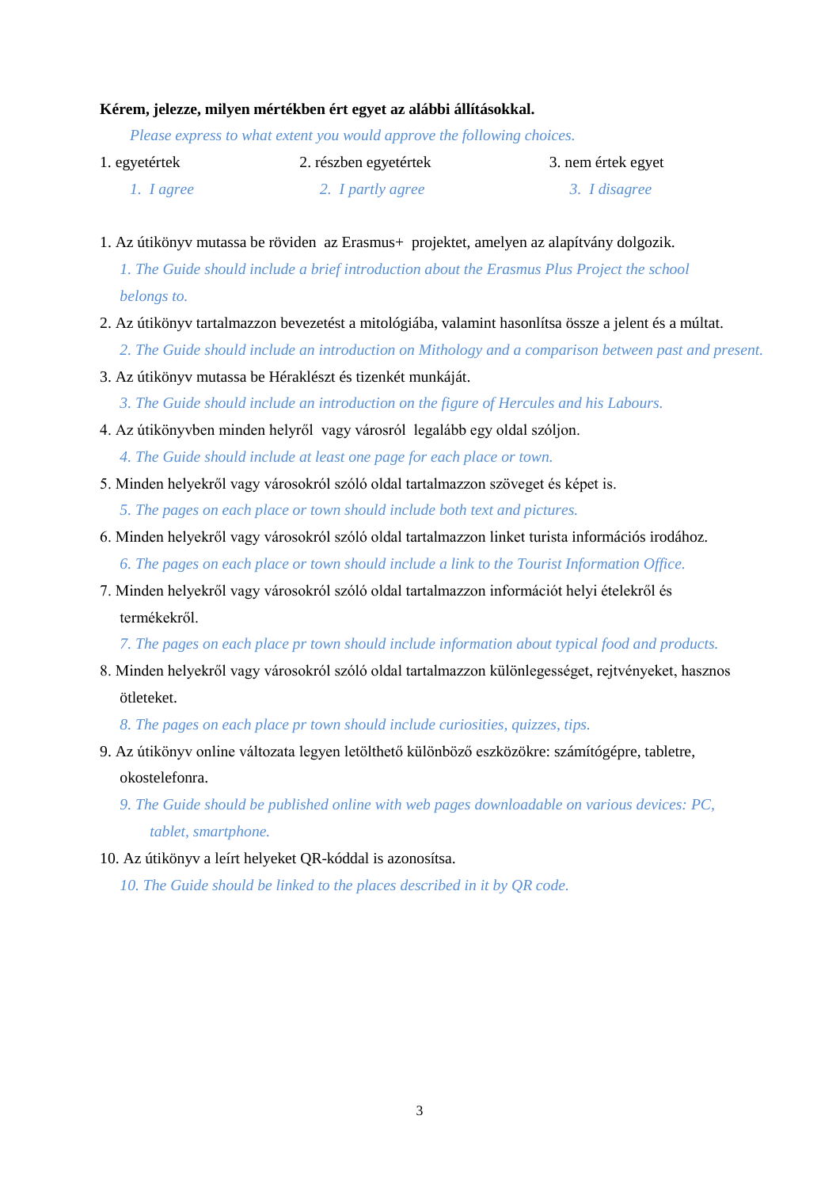**Kérem, jelezze, milyen mértékben ért egyet az alábbi állításokkal.**

*Please express to what extent you would approve the following choices.*

1. egyetértek — 2. részben egyetértek — 3. nem értek egyet

*1. I agree* — *2. I partly agree* — *3. I disagree*

1. Az útikönyv mutassa be röviden az Erasmus+ projektet, amelyen az alapítvány dolgozik.

   *1. The Guide should include a brief introduction about the Erasmus Plus Project the school belongs to.*

2. Az útikönyv tartalmazzon bevezetést a mitológiába, valamint hasonlítsa össze a jelent és a múltat.

   *2. The Guide should include an introduction on Mithology and a comparison between past and present.*

3. Az útikönyv mutassa be Hérakleszt és tizenkét munkáját.

   *3. The Guide should include an introduction on the figure of Hercules and his Labours.*

4. Az útikönyvben minden helyről vagy városról legalább egy oldal szóljon.

   *4. The Guide should include at least one page for each place or town.*

5. Minden helyekről vagy városokról szóló oldal tartalmazzon szöveget és képet is.

   *5. The pages on each place or town should include both text and pictures.*

6. Minden helyekről vagy városokról szóló oldal tartalmazzon linket turista információs irodához.

   *6. The pages on each place or town should include a link to the Tourist Information Office.*

7. Minden helyekről vagy városokról szóló oldal tartalmazzon információt helyi ételekről és termékekről.

   *7. The pages on each place pr town should include information about typical food and products.*

8. Minden helyekről vagy városokról szóló oldal tartalmazzon különlegességet, rejtvényeket, hasznos ötleteket.

   *8. The pages on each place pr town should include curiosities, quizzes, tips.*

9. Az útikönyv online változata legyen letölthető különböző eszközökre: számítógépre, tabletre, okostelefonra.

   *9. The Guide should be published online with web pages downloadable on various devices: PC, tablet, smartphone.*

10. Az útikönyv a leírt helyeket QR-kóddal is azonosítsa.

    *10. The Guide should be linked to the places described in it by QR code.*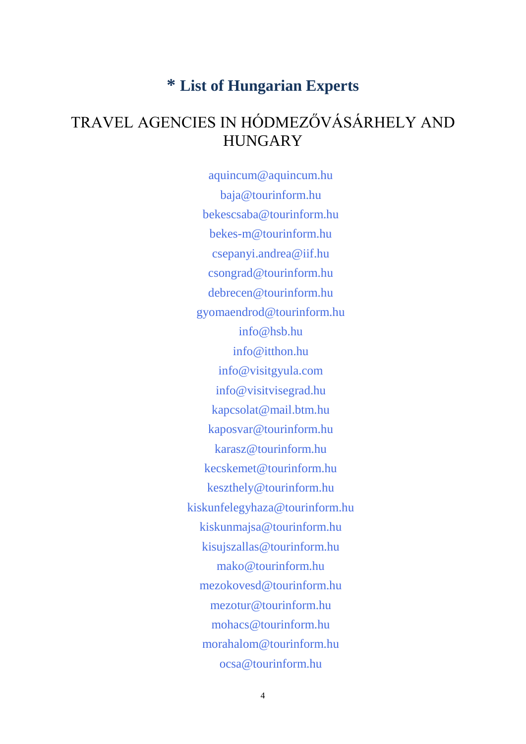# * List of Hungarian Experts

## TRAVEL AGENCIES IN HÓDMEZŐVÁSÁRHELY AND HUNGARY

aquincum@aquincum.hu

baja@tourinform.hu

bekescsaba@tourinform.hu

bekes-m@tourinform.hu

csepanyi.andrea@iif.hu

csongrad@tourinform.hu

debrecen@tourinform.hu

gyomaendrod@tourinform.hu

info@hsb.hu

info@itthon.hu

info@visitgyula.com

info@visitvisegrad.hu

kapcsolat@mail.btm.hu

kaposvar@tourinform.hu

karasz@tourinform.hu

kecskemet@tourinform.hu

keszthely@tourinform.hu

kiskunfelegyhaza@tourinform.hu

kiskunmajsa@tourinform.hu

kisujszallas@tourinform.hu

mako@tourinform.hu

mezokovesd@tourinform.hu

mezotur@tourinform.hu

mohacs@tourinform.hu

morahalom@tourinform.hu

ocsa@tourinform.hu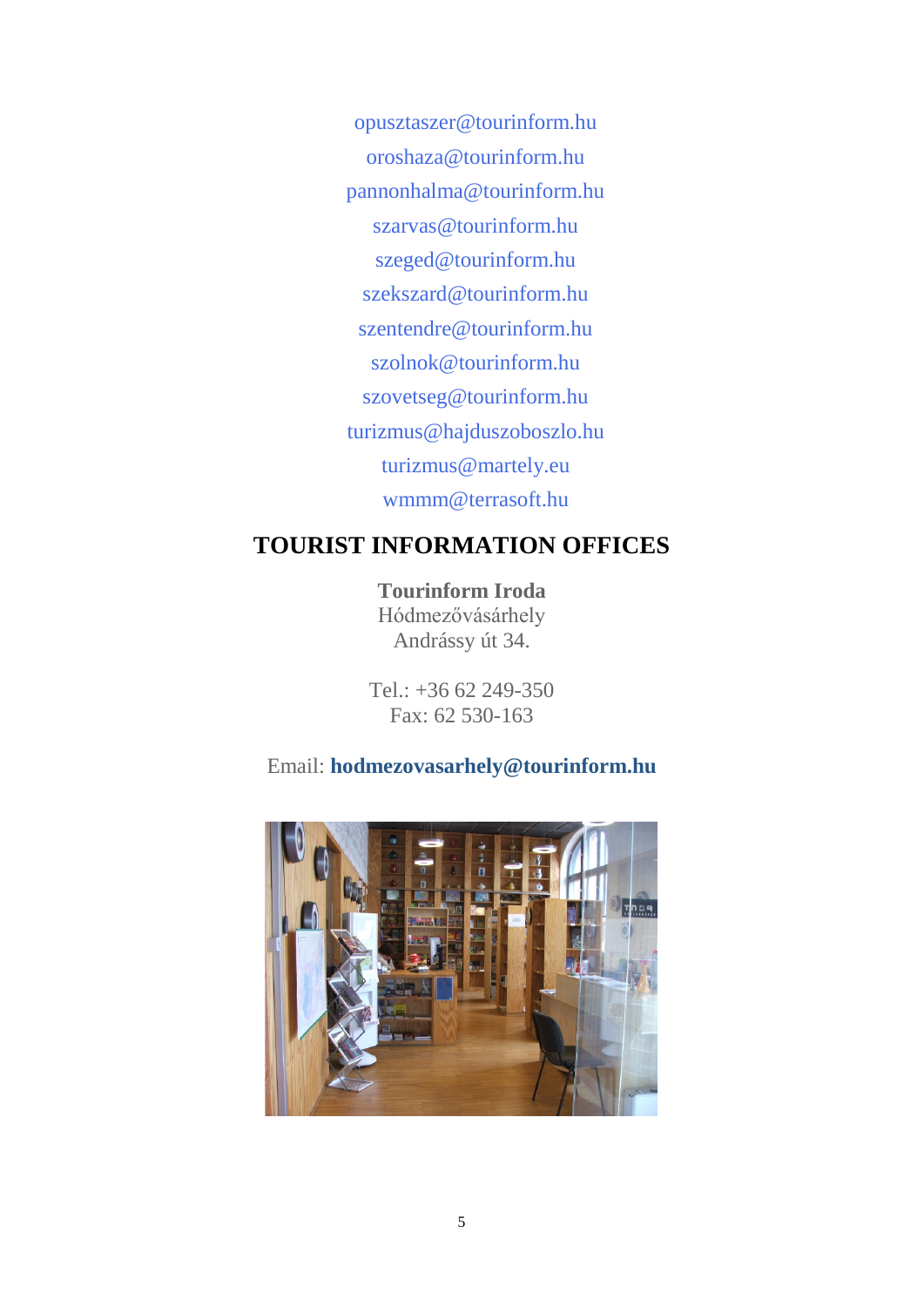opusztaszer@tourinform.hu

oroshaza@tourinform.hu

pannonhalma@tourinform.hu

szarvas@tourinform.hu

szeged@tourinform.hu

szekszard@tourinform.hu

szentendre@tourinform.hu

szolnok@tourinform.hu

szovetseg@tourinform.hu

turizmus@hajduszoboszlo.hu

turizmus@martely.eu

wmmm@terrasoft.hu

## TOURIST INFORMATION OFFICES

**Tourinform Iroda**
Hódmezővásárhely
Andrássy út 34.

Tel.: +36 62 249-350
Fax: 62 530-163

Email: **hodmezovasarhely@tourinform.hu**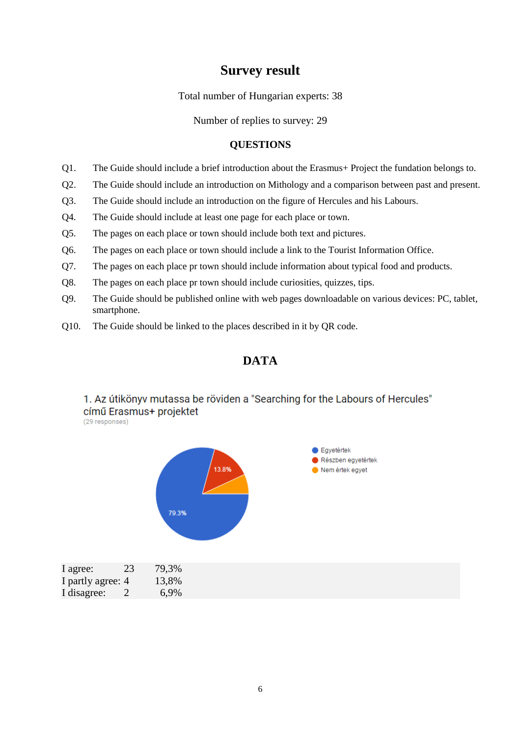# Survey result

Total number of Hungarian experts: 38

Number of replies to survey: 29

## QUESTIONS

Q1. The Guide should include a brief introduction about the Erasmus+ Project the fundation belongs to.

Q2. The Guide should include an introduction on Mithology and a comparison between past and present.

Q3. The Guide should include an introduction on the figure of Hercules and his Labours.

Q4. The Guide should include at least one page for each place or town.

Q5. The pages on each place or town should include both text and pictures.

Q6. The pages on each place or town should include a link to the Tourist Information Office.

Q7. The pages on each place pr town should include information about typical food and products.

Q8. The pages on each place pr town should include curiosities, quizzes, tips.

Q9. The Guide should be published online with web pages downloadable on various devices: PC, tablet, smartphone.

Q10. The Guide should be linked to the places described in it by QR code.

## DATA

1. Az útikönyv mutassa be röviden a "Searching for the Labours of Hercules" című Erasmus+ projektet

(29 responses)

- Egyetértek
- Részben egyetértek
- Nem értek egyet

13.8%

79.3%

| | | |
|---|---|---|
| I agree: | 23 | 79,3% |
| I partly agree: | 4 | 13,8% |
| I disagree: | 2 | 6,9% |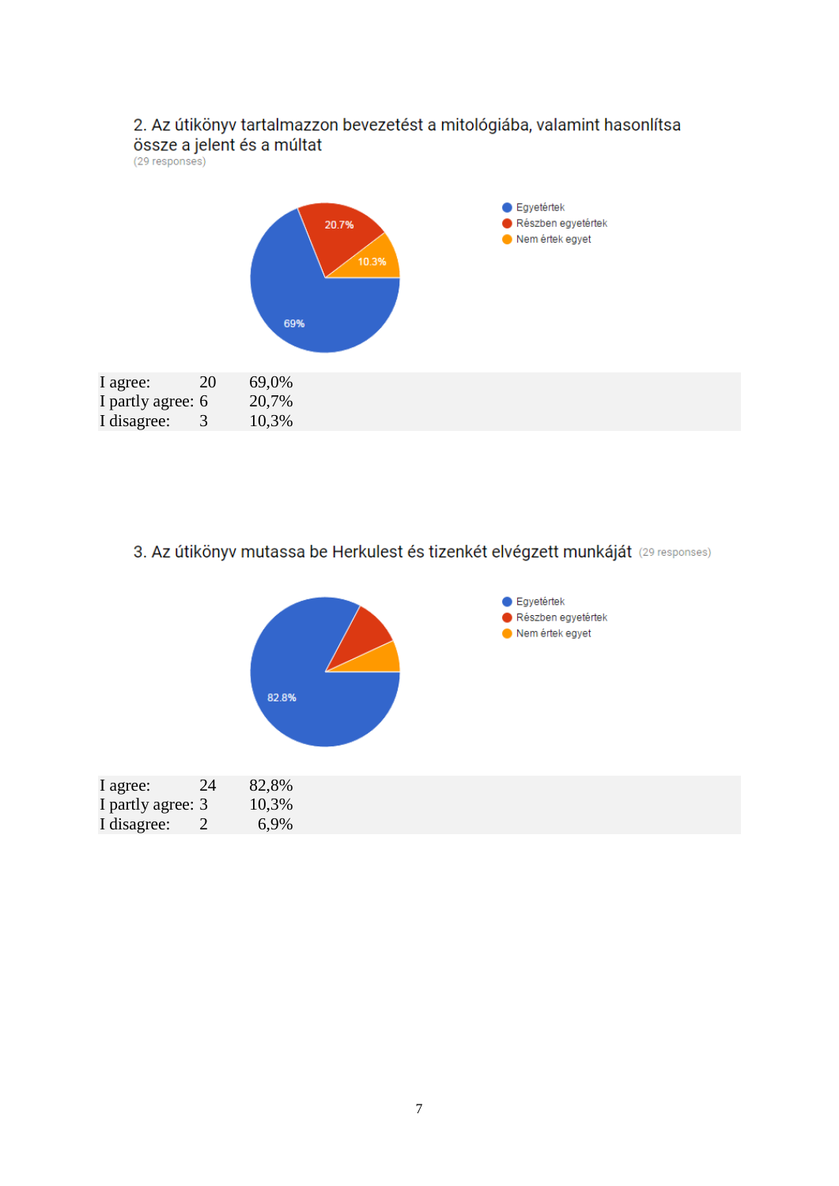2. Az útikönyv tartalmazzon bevezetést a mitológiába, valamint hasonlítsa össze a jelent és a múltat (29 responses)

- Egyetértek: 69%
- Részben egyetértek: 20.7%
- Nem értek egyet: 10.3%

| | | |
|---|---|---|
| I agree: | 20 | 69,0% |
| I partly agree: | 6 | 20,7% |
| I disagree: | 3 | 10,3% |

3. Az útikönyv mutassa be Herkulest és tizenkét elvégzett munkáját (29 responses)

- Egyetértek: 82.8%
- Részben egyetértek
- Nem értek egyet

| | | |
|---|---|---|
| I agree: | 24 | 82,8% |
| I partly agree: | 3 | 10,3% |
| I disagree: | 2 | 6,9% |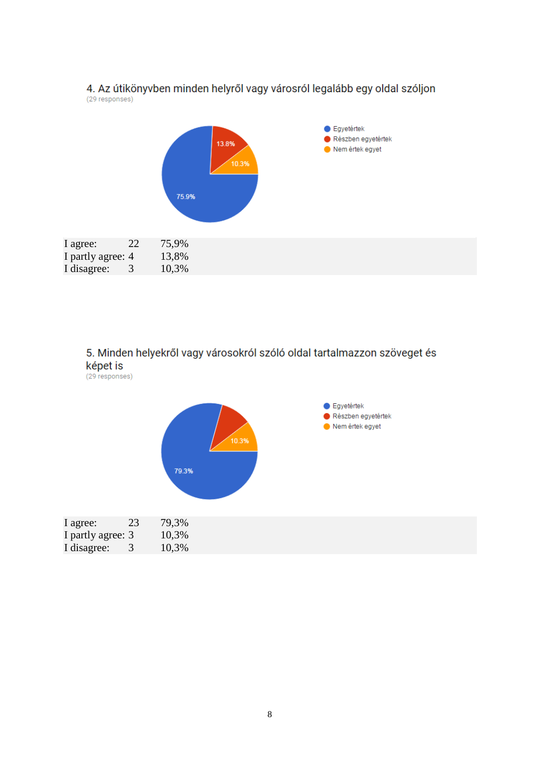4. Az útikönyvben minden helyről vagy városról legalább egy oldal szóljon

(29 responses)

| | | |
|---|---|---|
| I agree: | 22 | 75,9% |
| I partly agree: | 4 | 13,8% |
| I disagree: | 3 | 10,3% |

5. Minden helyekről vagy városokról szóló oldal tartalmazzon szöveget és képet is

(29 responses)

| | | |
|---|---|---|
| I agree: | 23 | 79,3% |
| I partly agree: | 3 | 10,3% |
| I disagree: | 3 | 10,3% |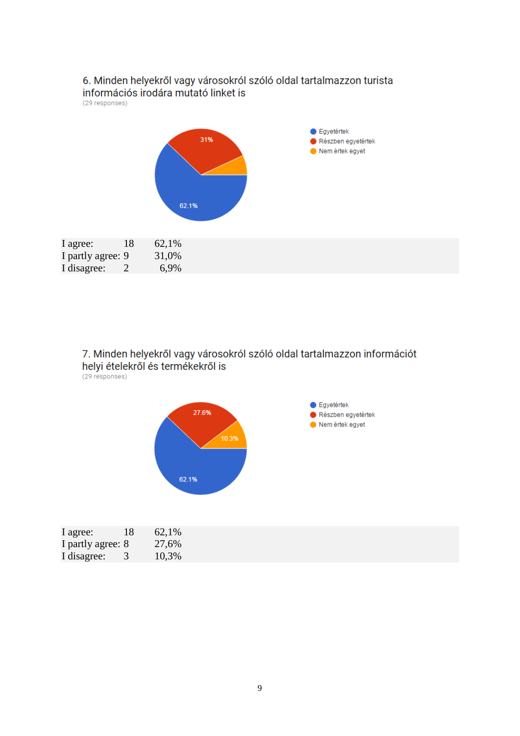6. Minden helyekről vagy városokról szóló oldal tartalmazzon turista információs irodára mutató linket is

(29 responses)

- Egyetértek
- Részben egyetértek
- Nem értek egyet

31%

62.1%

| | | |
|---|---|---|
| I agree: | 18 | 62,1% |
| I partly agree: | 9 | 31,0% |
| I disagree: | 2 | 6,9% |

7. Minden helyekről vagy városokról szóló oldal tartalmazzon információt helyi ételekről és termékekről is

(29 responses)

- Egyetértek
- Részben egyetértek
- Nem értek egyet

27.6%

10.3%

62.1%

| | | |
|---|---|---|
| I agree: | 18 | 62,1% |
| I partly agree: | 8 | 27,6% |
| I disagree: | 3 | 10,3% |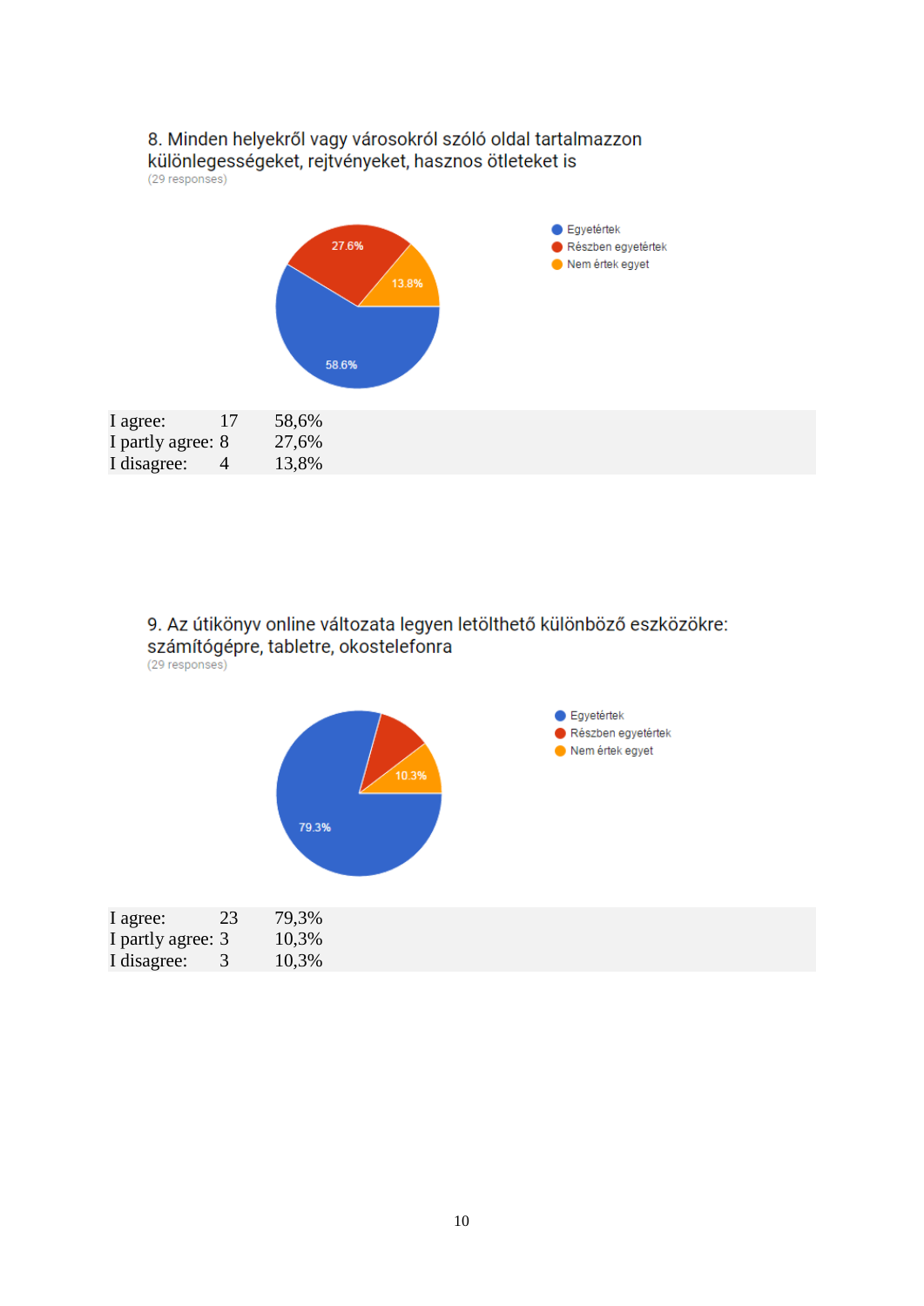8. Minden helyekről vagy városokról szóló oldal tartalmazzon különlegességeket, rejtvényeket, hasznos ötleteket is

(29 responses)

- Egyetértek
- Részben egyetértek
- Nem értek egyet

| | | |
|---|---|---|
| I agree: | 17 | 58,6% |
| I partly agree: | 8 | 27,6% |
| I disagree: | 4 | 13,8% |

9. Az útikönyv online változata legyen letölthető különböző eszközökre: számítógépre, tabletre, okostelefonra

(29 responses)

- Egyetértek
- Részben egyetértek
- Nem értek egyet

| | | |
|---|---|---|
| I agree: | 23 | 79,3% |
| I partly agree: | 3 | 10,3% |
| I disagree: | 3 | 10,3% |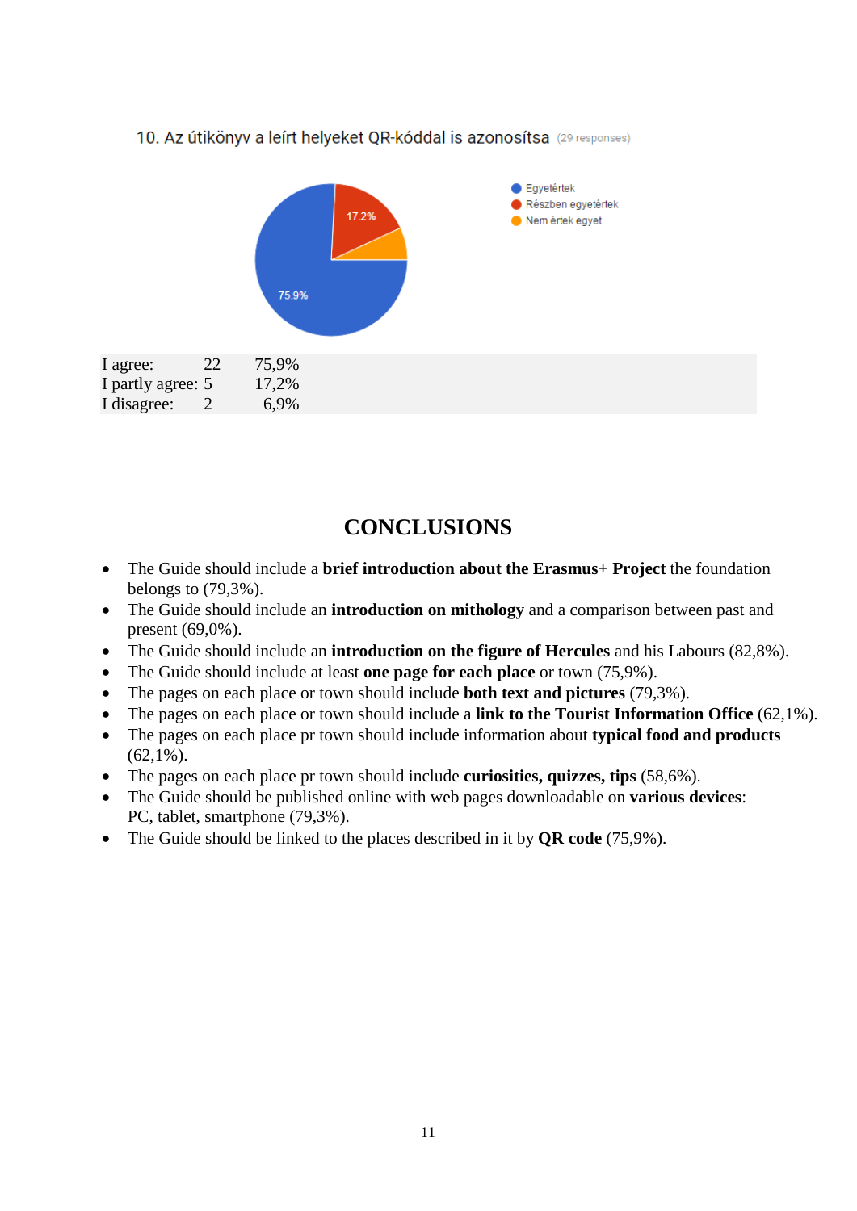10. Az útikönyv a leírt helyeket QR-kóddal is azonosítsa (29 responses)

17.2%

75.9%

Egyetértek
Részben egyetértek
Nem értek egyet

| | | |
|---|---|---|
| I agree: | 22 | 75,9% |
| I partly agree: | 5 | 17,2% |
| I disagree: | 2 | 6,9% |

# CONCLUSIONS

- The Guide should include a **brief introduction about the Erasmus+ Project** the foundation belongs to (79,3%).
- The Guide should include an **introduction on mithology** and a comparison between past and present (69,0%).
- The Guide should include an **introduction on the figure of Hercules** and his Labours (82,8%).
- The Guide should include at least **one page for each place** or town (75,9%).
- The pages on each place or town should include **both text and pictures** (79,3%).
- The pages on each place or town should include a **link to the Tourist Information Office** (62,1%).
- The pages on each place pr town should include information about **typical food and products** (62,1%).
- The pages on each place pr town should include **curiosities, quizzes, tips** (58,6%).
- The Guide should be published online with web pages downloadable on **various devices**: PC, tablet, smartphone (79,3%).
- The Guide should be linked to the places described in it by **QR code** (75,9%).